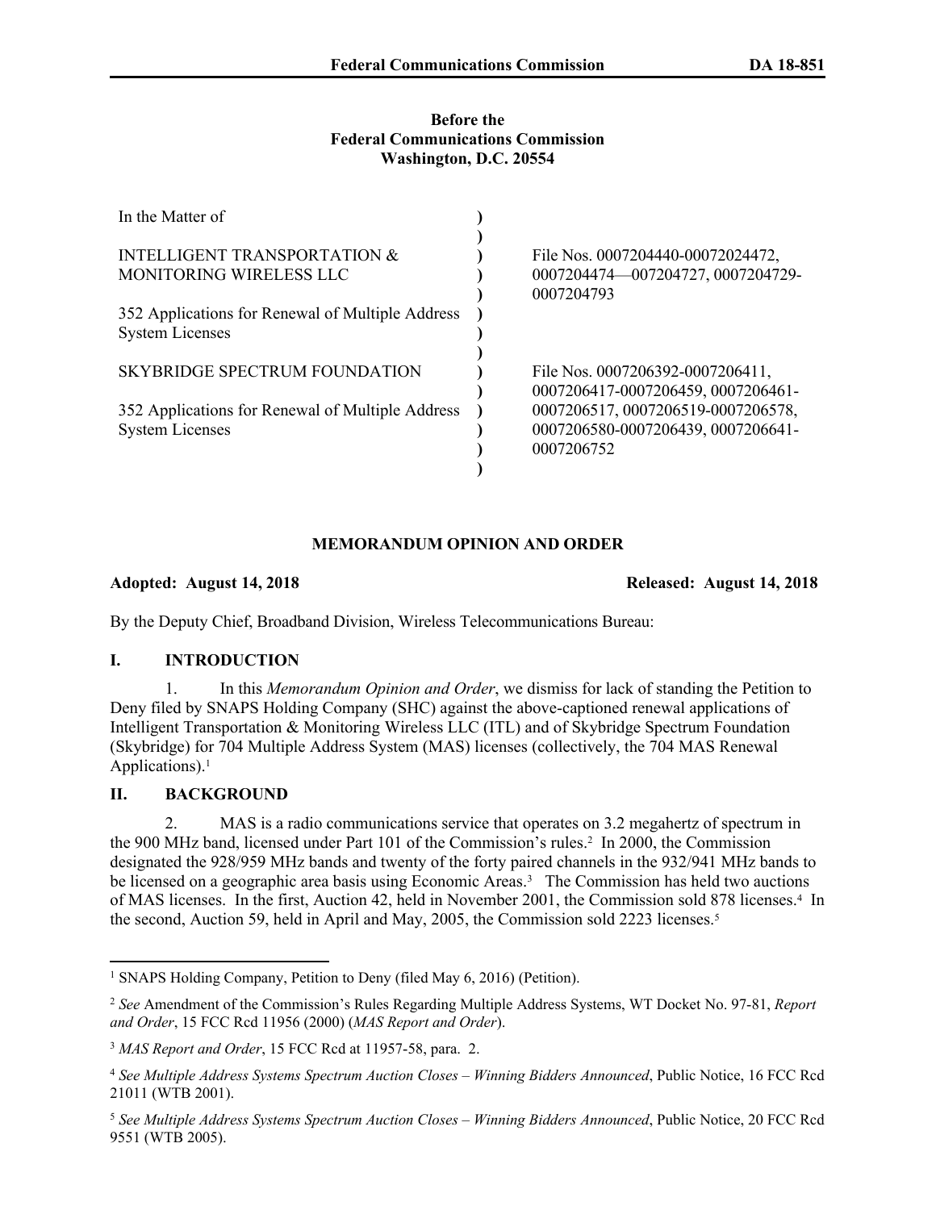**Before the**
**Federal Communications Commission**
**Washington, D.C. 20554**

| | | |
|---|---|---|
| In the Matter of | ) | |
| | ) | |
| INTELLIGENT TRANSPORTATION & MONITORING WIRELESS LLC | ) | File Nos. 0007204440-00072024472, 0007204474—007204727, 0007204729-0007204793 |
| | ) | |
| 352 Applications for Renewal of Multiple Address System Licenses | ) | |
| | ) | |
| SKYBRIDGE SPECTRUM FOUNDATION | ) | File Nos. 0007206392-0007206411, 0007206417-0007206459, 0007206461-0007206517, 0007206519-0007206578, 0007206580-0007206439, 0007206641-0007206752 |
| | ) | |
| 352 Applications for Renewal of Multiple Address System Licenses | ) | |

## MEMORANDUM OPINION AND ORDER

**Adopted: August 14, 2018** **Released: August 14, 2018**

By the Deputy Chief, Broadband Division, Wireless Telecommunications Bureau:

## I. INTRODUCTION

1. In this *Memorandum Opinion and Order*, we dismiss for lack of standing the Petition to Deny filed by SNAPS Holding Company (SHC) against the above-captioned renewal applications of Intelligent Transportation & Monitoring Wireless LLC (ITL) and of Skybridge Spectrum Foundation (Skybridge) for 704 Multiple Address System (MAS) licenses (collectively, the 704 MAS Renewal Applications).[1]

## II. BACKGROUND

2. MAS is a radio communications service that operates on 3.2 megahertz of spectrum in the 900 MHz band, licensed under Part 101 of the Commission's rules.[2] In 2000, the Commission designated the 928/959 MHz bands and twenty of the forty paired channels in the 932/941 MHz bands to be licensed on a geographic area basis using Economic Areas.[3] The Commission has held two auctions of MAS licenses. In the first, Auction 42, held in November 2001, the Commission sold 878 licenses.[4] In the second, Auction 59, held in April and May, 2005, the Commission sold 2223 licenses.[5]

---

[1] SNAPS Holding Company, Petition to Deny (filed May 6, 2016) (Petition).

[2] *See* Amendment of the Commission's Rules Regarding Multiple Address Systems, WT Docket No. 97-81, *Report and Order*, 15 FCC Rcd 11956 (2000) (*MAS Report and Order*).

[3] *MAS Report and Order*, 15 FCC Rcd at 11957-58, para. 2.

[4] *See Multiple Address Systems Spectrum Auction Closes – Winning Bidders Announced*, Public Notice, 16 FCC Rcd 21011 (WTB 2001).

[5] *See Multiple Address Systems Spectrum Auction Closes – Winning Bidders Announced*, Public Notice, 20 FCC Rcd 9551 (WTB 2005).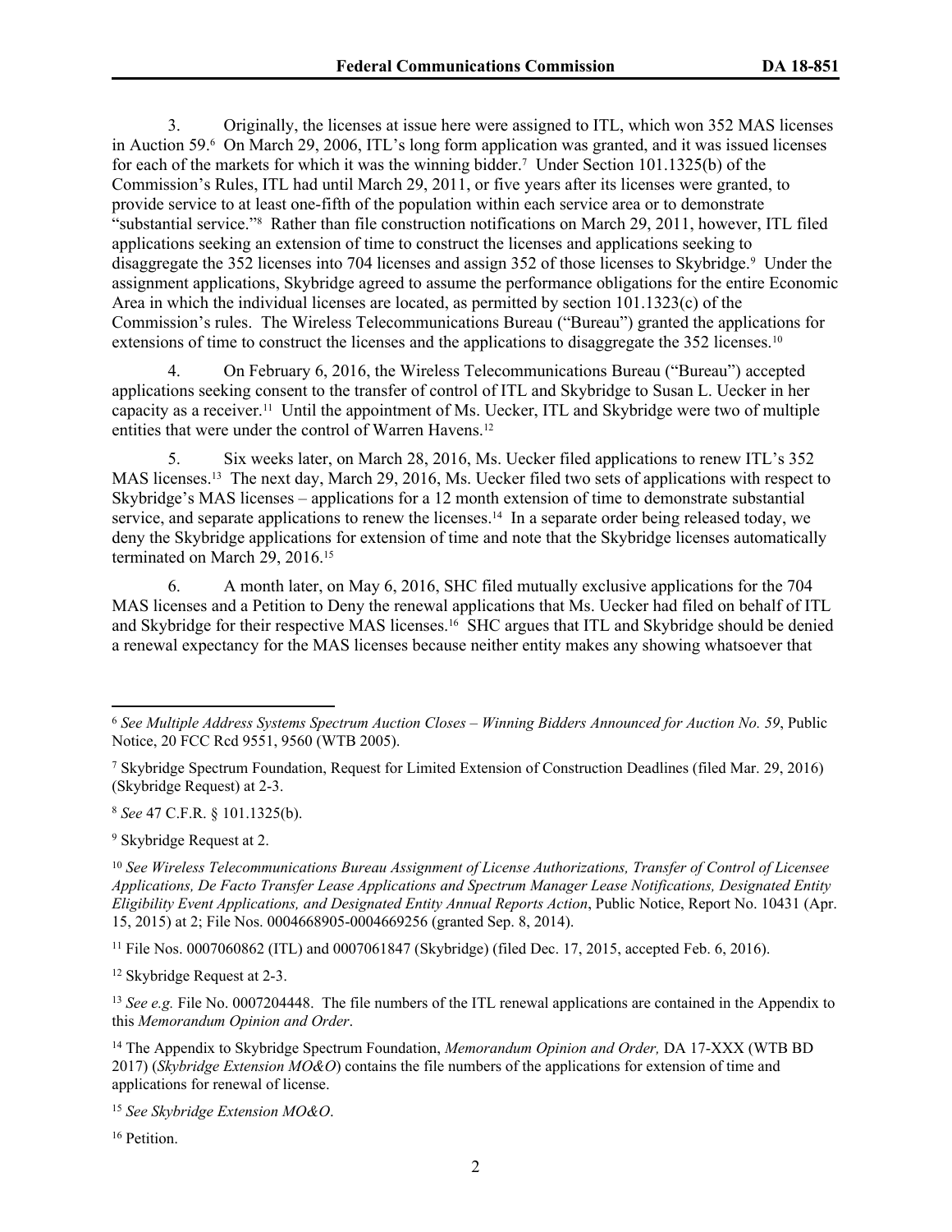3. Originally, the licenses at issue here were assigned to ITL, which won 352 MAS licenses in Auction 59.[6] On March 29, 2006, ITL's long form application was granted, and it was issued licenses for each of the markets for which it was the winning bidder.[7] Under Section 101.1325(b) of the Commission's Rules, ITL had until March 29, 2011, or five years after its licenses were granted, to provide service to at least one-fifth of the population within each service area or to demonstrate "substantial service."[8] Rather than file construction notifications on March 29, 2011, however, ITL filed applications seeking an extension of time to construct the licenses and applications seeking to disaggregate the 352 licenses into 704 licenses and assign 352 of those licenses to Skybridge.[9] Under the assignment applications, Skybridge agreed to assume the performance obligations for the entire Economic Area in which the individual licenses are located, as permitted by section 101.1323(c) of the Commission's rules. The Wireless Telecommunications Bureau ("Bureau") granted the applications for extensions of time to construct the licenses and the applications to disaggregate the 352 licenses.[10]

4. On February 6, 2016, the Wireless Telecommunications Bureau ("Bureau") accepted applications seeking consent to the transfer of control of ITL and Skybridge to Susan L. Uecker in her capacity as a receiver.[11] Until the appointment of Ms. Uecker, ITL and Skybridge were two of multiple entities that were under the control of Warren Havens.[12]

5. Six weeks later, on March 28, 2016, Ms. Uecker filed applications to renew ITL's 352 MAS licenses.[13] The next day, March 29, 2016, Ms. Uecker filed two sets of applications with respect to Skybridge's MAS licenses – applications for a 12 month extension of time to demonstrate substantial service, and separate applications to renew the licenses.[14] In a separate order being released today, we deny the Skybridge applications for extension of time and note that the Skybridge licenses automatically terminated on March 29, 2016.[15]

6. A month later, on May 6, 2016, SHC filed mutually exclusive applications for the 704 MAS licenses and a Petition to Deny the renewal applications that Ms. Uecker had filed on behalf of ITL and Skybridge for their respective MAS licenses.[16] SHC argues that ITL and Skybridge should be denied a renewal expectancy for the MAS licenses because neither entity makes any showing whatsoever that

---

[6] *See Multiple Address Systems Spectrum Auction Closes – Winning Bidders Announced for Auction No. 59*, Public Notice, 20 FCC Rcd 9551, 9560 (WTB 2005).

[7] Skybridge Spectrum Foundation, Request for Limited Extension of Construction Deadlines (filed Mar. 29, 2016) (Skybridge Request) at 2-3.

[8] *See* 47 C.F.R. § 101.1325(b).

[9] Skybridge Request at 2.

[10] *See Wireless Telecommunications Bureau Assignment of License Authorizations, Transfer of Control of Licensee Applications, De Facto Transfer Lease Applications and Spectrum Manager Lease Notifications, Designated Entity Eligibility Event Applications, and Designated Entity Annual Reports Action*, Public Notice, Report No. 10431 (Apr. 15, 2015) at 2; File Nos. 0004668905-0004669256 (granted Sep. 8, 2014).

[11] File Nos. 0007060862 (ITL) and 0007061847 (Skybridge) (filed Dec. 17, 2015, accepted Feb. 6, 2016).

[12] Skybridge Request at 2-3.

[13] *See e.g.* File No. 0007204448. The file numbers of the ITL renewal applications are contained in the Appendix to this *Memorandum Opinion and Order*.

[14] The Appendix to Skybridge Spectrum Foundation, *Memorandum Opinion and Order,* DA 17-XXX (WTB BD 2017) (*Skybridge Extension MO&O*) contains the file numbers of the applications for extension of time and applications for renewal of license.

[15] *See Skybridge Extension MO&O*.

[16] Petition.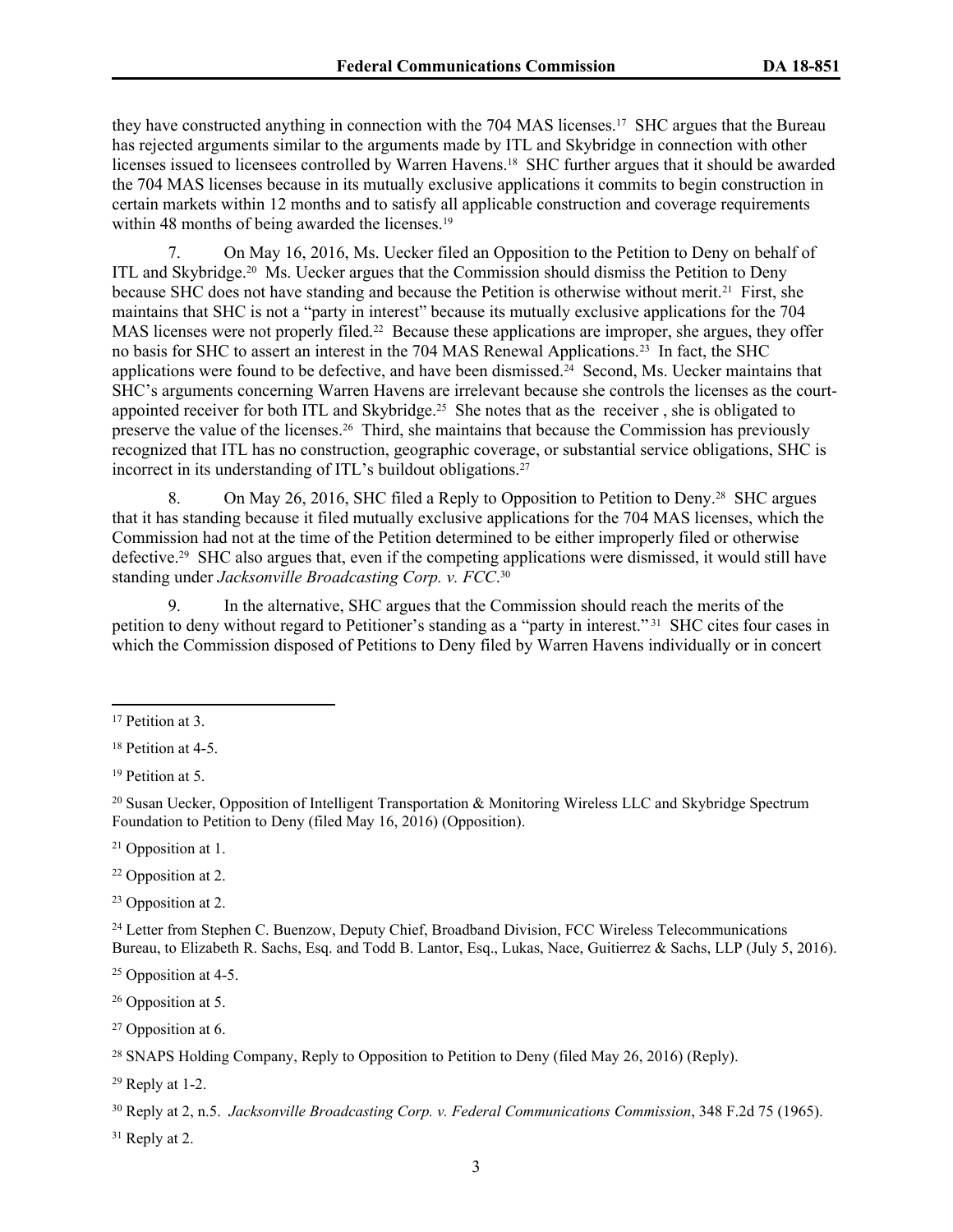they have constructed anything in connection with the 704 MAS licenses.[17] SHC argues that the Bureau has rejected arguments similar to the arguments made by ITL and Skybridge in connection with other licenses issued to licensees controlled by Warren Havens.[18] SHC further argues that it should be awarded the 704 MAS licenses because in its mutually exclusive applications it commits to begin construction in certain markets within 12 months and to satisfy all applicable construction and coverage requirements within 48 months of being awarded the licenses.[19]

7. On May 16, 2016, Ms. Uecker filed an Opposition to the Petition to Deny on behalf of ITL and Skybridge.[20] Ms. Uecker argues that the Commission should dismiss the Petition to Deny because SHC does not have standing and because the Petition is otherwise without merit.[21] First, she maintains that SHC is not a "party in interest" because its mutually exclusive applications for the 704 MAS licenses were not properly filed.[22] Because these applications are improper, she argues, they offer no basis for SHC to assert an interest in the 704 MAS Renewal Applications.[23] In fact, the SHC applications were found to be defective, and have been dismissed.[24] Second, Ms. Uecker maintains that SHC's arguments concerning Warren Havens are irrelevant because she controls the licenses as the court-appointed receiver for both ITL and Skybridge.[25] She notes that as the receiver , she is obligated to preserve the value of the licenses.[26] Third, she maintains that because the Commission has previously recognized that ITL has no construction, geographic coverage, or substantial service obligations, SHC is incorrect in its understanding of ITL's buildout obligations.[27]

8. On May 26, 2016, SHC filed a Reply to Opposition to Petition to Deny.[28] SHC argues that it has standing because it filed mutually exclusive applications for the 704 MAS licenses, which the Commission had not at the time of the Petition determined to be either improperly filed or otherwise defective.[29] SHC also argues that, even if the competing applications were dismissed, it would still have standing under *Jacksonville Broadcasting Corp. v. FCC*.[30]

9. In the alternative, SHC argues that the Commission should reach the merits of the petition to deny without regard to Petitioner's standing as a "party in interest."[31] SHC cites four cases in which the Commission disposed of Petitions to Deny filed by Warren Havens individually or in concert

---

[17] Petition at 3.

[18] Petition at 4-5.

[19] Petition at 5.

[20] Susan Uecker, Opposition of Intelligent Transportation & Monitoring Wireless LLC and Skybridge Spectrum Foundation to Petition to Deny (filed May 16, 2016) (Opposition).

[21] Opposition at 1.

[22] Opposition at 2.

[23] Opposition at 2.

[24] Letter from Stephen C. Buenzow, Deputy Chief, Broadband Division, FCC Wireless Telecommunications Bureau, to Elizabeth R. Sachs, Esq. and Todd B. Lantor, Esq., Lukas, Nace, Guitierrez & Sachs, LLP (July 5, 2016).

[25] Opposition at 4-5.

[26] Opposition at 5.

[27] Opposition at 6.

[28] SNAPS Holding Company, Reply to Opposition to Petition to Deny (filed May 26, 2016) (Reply).

[29] Reply at 1-2.

[30] Reply at 2, n.5. *Jacksonville Broadcasting Corp. v. Federal Communications Commission*, 348 F.2d 75 (1965).

[31] Reply at 2.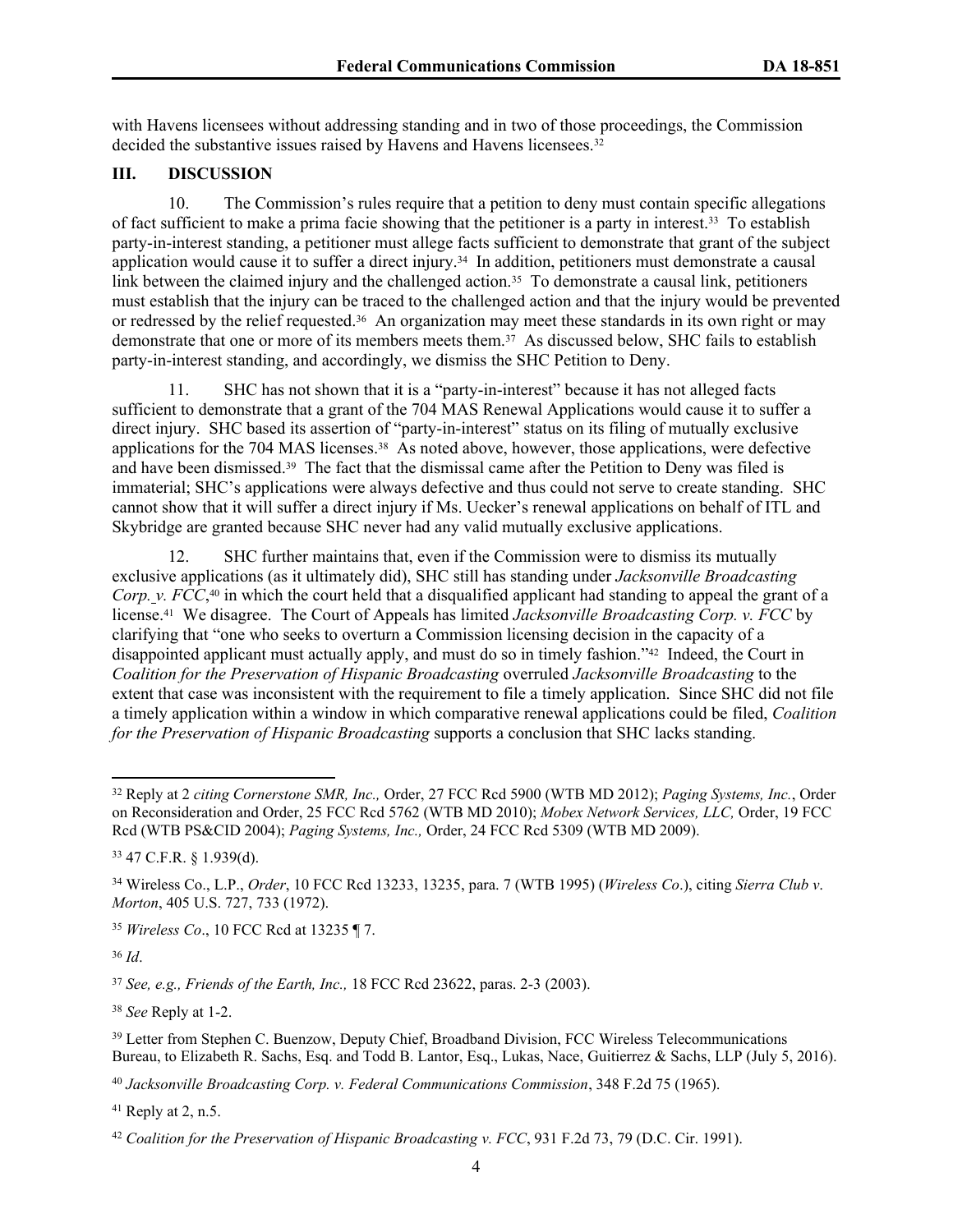with Havens licensees without addressing standing and in two of those proceedings, the Commission decided the substantive issues raised by Havens and Havens licensees.[32]

## III. DISCUSSION

10. The Commission's rules require that a petition to deny must contain specific allegations of fact sufficient to make a prima facie showing that the petitioner is a party in interest.[33] To establish party-in-interest standing, a petitioner must allege facts sufficient to demonstrate that grant of the subject application would cause it to suffer a direct injury.[34] In addition, petitioners must demonstrate a causal link between the claimed injury and the challenged action.[35] To demonstrate a causal link, petitioners must establish that the injury can be traced to the challenged action and that the injury would be prevented or redressed by the relief requested.[36] An organization may meet these standards in its own right or may demonstrate that one or more of its members meets them.[37] As discussed below, SHC fails to establish party-in-interest standing, and accordingly, we dismiss the SHC Petition to Deny.

11. SHC has not shown that it is a "party-in-interest" because it has not alleged facts sufficient to demonstrate that a grant of the 704 MAS Renewal Applications would cause it to suffer a direct injury. SHC based its assertion of "party-in-interest" status on its filing of mutually exclusive applications for the 704 MAS licenses.[38] As noted above, however, those applications, were defective and have been dismissed.[39] The fact that the dismissal came after the Petition to Deny was filed is immaterial; SHC's applications were always defective and thus could not serve to create standing. SHC cannot show that it will suffer a direct injury if Ms. Uecker's renewal applications on behalf of ITL and Skybridge are granted because SHC never had any valid mutually exclusive applications.

12. SHC further maintains that, even if the Commission were to dismiss its mutually exclusive applications (as it ultimately did), SHC still has standing under *Jacksonville Broadcasting Corp. v. FCC*,[40] in which the court held that a disqualified applicant had standing to appeal the grant of a license.[41] We disagree. The Court of Appeals has limited *Jacksonville Broadcasting Corp. v. FCC* by clarifying that "one who seeks to overturn a Commission licensing decision in the capacity of a disappointed applicant must actually apply, and must do so in timely fashion."[42] Indeed, the Court in *Coalition for the Preservation of Hispanic Broadcasting* overruled *Jacksonville Broadcasting* to the extent that case was inconsistent with the requirement to file a timely application. Since SHC did not file a timely application within a window in which comparative renewal applications could be filed, *Coalition for the Preservation of Hispanic Broadcasting* supports a conclusion that SHC lacks standing.

---

[32] Reply at 2 *citing Cornerstone SMR, Inc.,* Order, 27 FCC Rcd 5900 (WTB MD 2012); *Paging Systems, Inc.*, Order on Reconsideration and Order, 25 FCC Rcd 5762 (WTB MD 2010); *Mobex Network Services, LLC,* Order, 19 FCC Rcd (WTB PS&CID 2004); *Paging Systems, Inc.,* Order, 24 FCC Rcd 5309 (WTB MD 2009).

[33] 47 C.F.R. § 1.939(d).

[34] Wireless Co., L.P., *Order*, 10 FCC Rcd 13233, 13235, para. 7 (WTB 1995) (*Wireless Co*.), citing *Sierra Club v. Morton*, 405 U.S. 727, 733 (1972).

[35] *Wireless Co*., 10 FCC Rcd at 13235 ¶ 7.

[36] *Id*.

[37] *See, e.g., Friends of the Earth, Inc.,* 18 FCC Rcd 23622, paras. 2-3 (2003).

[38] *See* Reply at 1-2.

[39] Letter from Stephen C. Buenzow, Deputy Chief, Broadband Division, FCC Wireless Telecommunications Bureau, to Elizabeth R. Sachs, Esq. and Todd B. Lantor, Esq., Lukas, Nace, Guitierrez & Sachs, LLP (July 5, 2016).

[40] *Jacksonville Broadcasting Corp. v. Federal Communications Commission*, 348 F.2d 75 (1965).

[41] Reply at 2, n.5.

[42] *Coalition for the Preservation of Hispanic Broadcasting v. FCC*, 931 F.2d 73, 79 (D.C. Cir. 1991).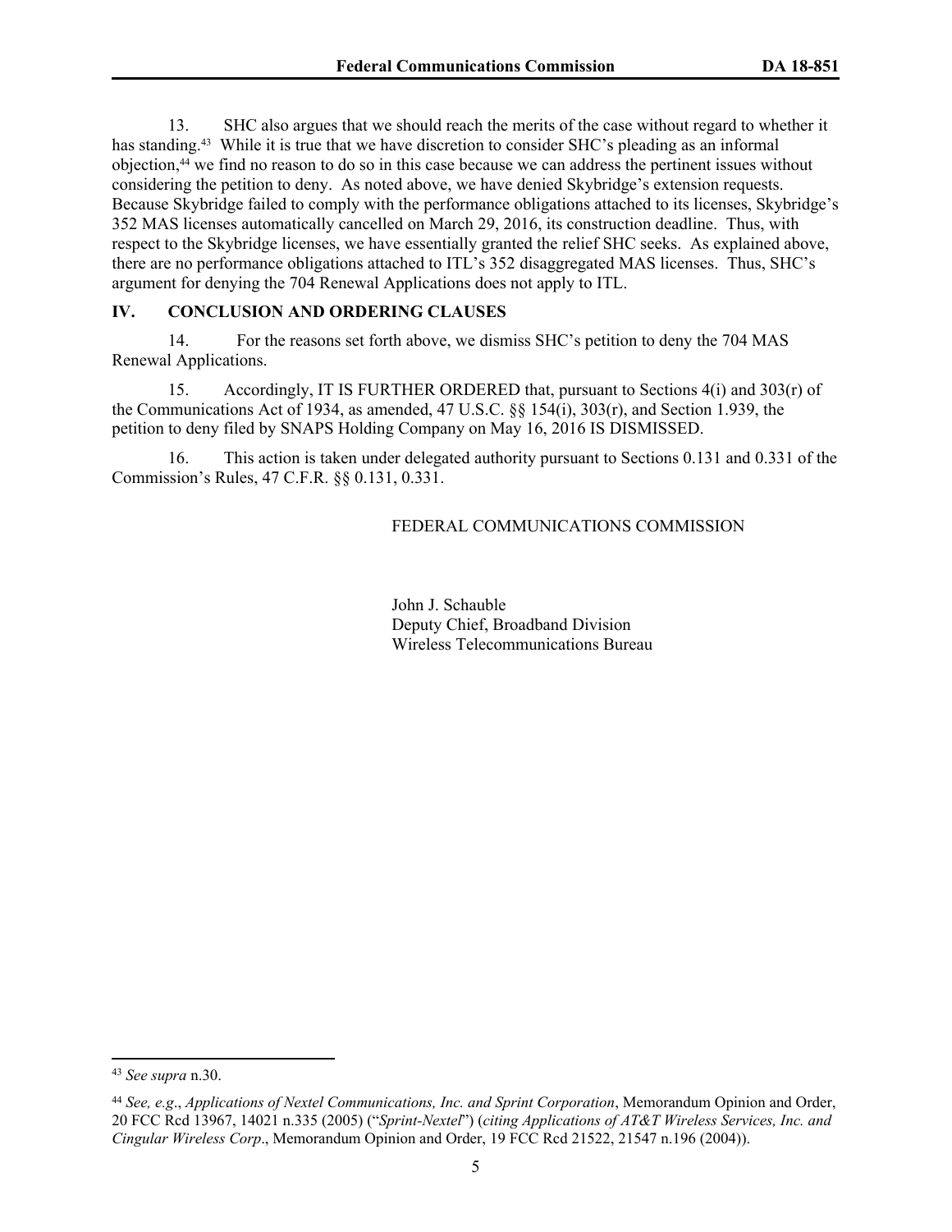13. SHC also argues that we should reach the merits of the case without regard to whether it has standing.[43] While it is true that we have discretion to consider SHC's pleading as an informal objection,[44] we find no reason to do so in this case because we can address the pertinent issues without considering the petition to deny. As noted above, we have denied Skybridge's extension requests. Because Skybridge failed to comply with the performance obligations attached to its licenses, Skybridge's 352 MAS licenses automatically cancelled on March 29, 2016, its construction deadline. Thus, with respect to the Skybridge licenses, we have essentially granted the relief SHC seeks. As explained above, there are no performance obligations attached to ITL's 352 disaggregated MAS licenses. Thus, SHC's argument for denying the 704 Renewal Applications does not apply to ITL.

## IV. CONCLUSION AND ORDERING CLAUSES

14. For the reasons set forth above, we dismiss SHC's petition to deny the 704 MAS Renewal Applications.

15. Accordingly, IT IS FURTHER ORDERED that, pursuant to Sections 4(i) and 303(r) of the Communications Act of 1934, as amended, 47 U.S.C. §§ 154(i), 303(r), and Section 1.939, the petition to deny filed by SNAPS Holding Company on May 16, 2016 IS DISMISSED.

16. This action is taken under delegated authority pursuant to Sections 0.131 and 0.331 of the Commission's Rules, 47 C.F.R. §§ 0.131, 0.331.

FEDERAL COMMUNICATIONS COMMISSION

John J. Schauble
Deputy Chief, Broadband Division
Wireless Telecommunications Bureau

---

[43] *See supra* n.30.

[44] *See, e.g*., *Applications of Nextel Communications, Inc. and Sprint Corporation*, Memorandum Opinion and Order, 20 FCC Rcd 13967, 14021 n.335 (2005) ("*Sprint-Nextel*") (*citing Applications of AT&T Wireless Services, Inc. and Cingular Wireless Corp*., Memorandum Opinion and Order, 19 FCC Rcd 21522, 21547 n.196 (2004)).